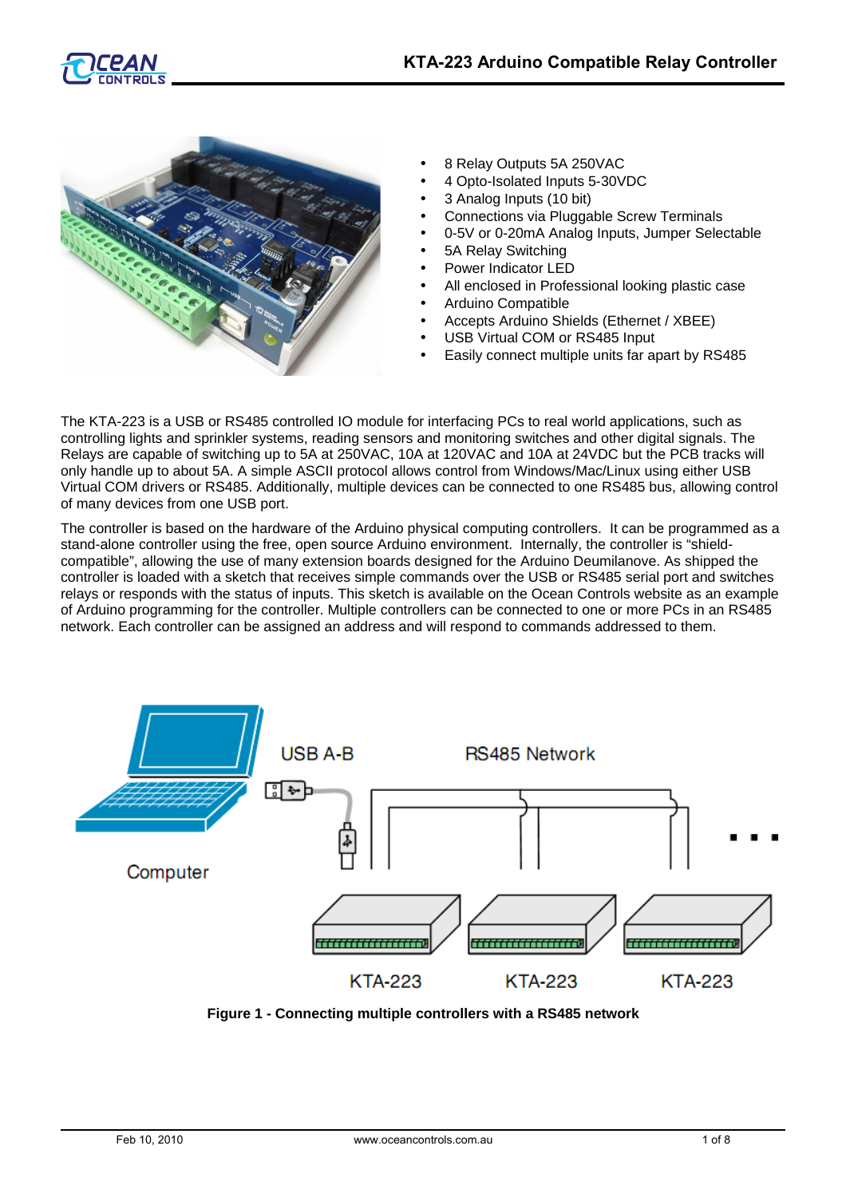# KTA-223 Arduino Compatible Relay Controller

- 8 Relay Outputs 5A 250VAC
- 4 Opto-Isolated Inputs 5-30VDC
- 3 Analog Inputs (10 bit)
- Connections via Pluggable Screw Terminals
- 0-5V or 0-20mA Analog Inputs, Jumper Selectable
- 5A Relay Switching
- Power Indicator LED
- All enclosed in Professional looking plastic case
- Arduino Compatible
- Accepts Arduino Shields (Ethernet / XBEE)
- USB Virtual COM or RS485 Input
- Easily connect multiple units far apart by RS485

The KTA-223 is a USB or RS485 controlled IO module for interfacing PCs to real world applications, such as controlling lights and sprinkler systems, reading sensors and monitoring switches and other digital signals. The Relays are capable of switching up to 5A at 250VAC, 10A at 120VAC and 10A at 24VDC but the PCB tracks will only handle up to about 5A. A simple ASCII protocol allows control from Windows/Mac/Linux using either USB Virtual COM drivers or RS485. Additionally, multiple devices can be connected to one RS485 bus, allowing control of many devices from one USB port.

The controller is based on the hardware of the Arduino physical computing controllers. It can be programmed as a stand-alone controller using the free, open source Arduino environment. Internally, the controller is "shield-compatible", allowing the use of many extension boards designed for the Arduino Deumilanove. As shipped the controller is loaded with a sketch that receives simple commands over the USB or RS485 serial port and switches relays or responds with the status of inputs. This sketch is available on the Ocean Controls website as an example of Arduino programming for the controller. Multiple controllers can be connected to one or more PCs in an RS485 network. Each controller can be assigned an address and will respond to commands addressed to them.

**Figure 1 - Connecting multiple controllers with a RS485 network**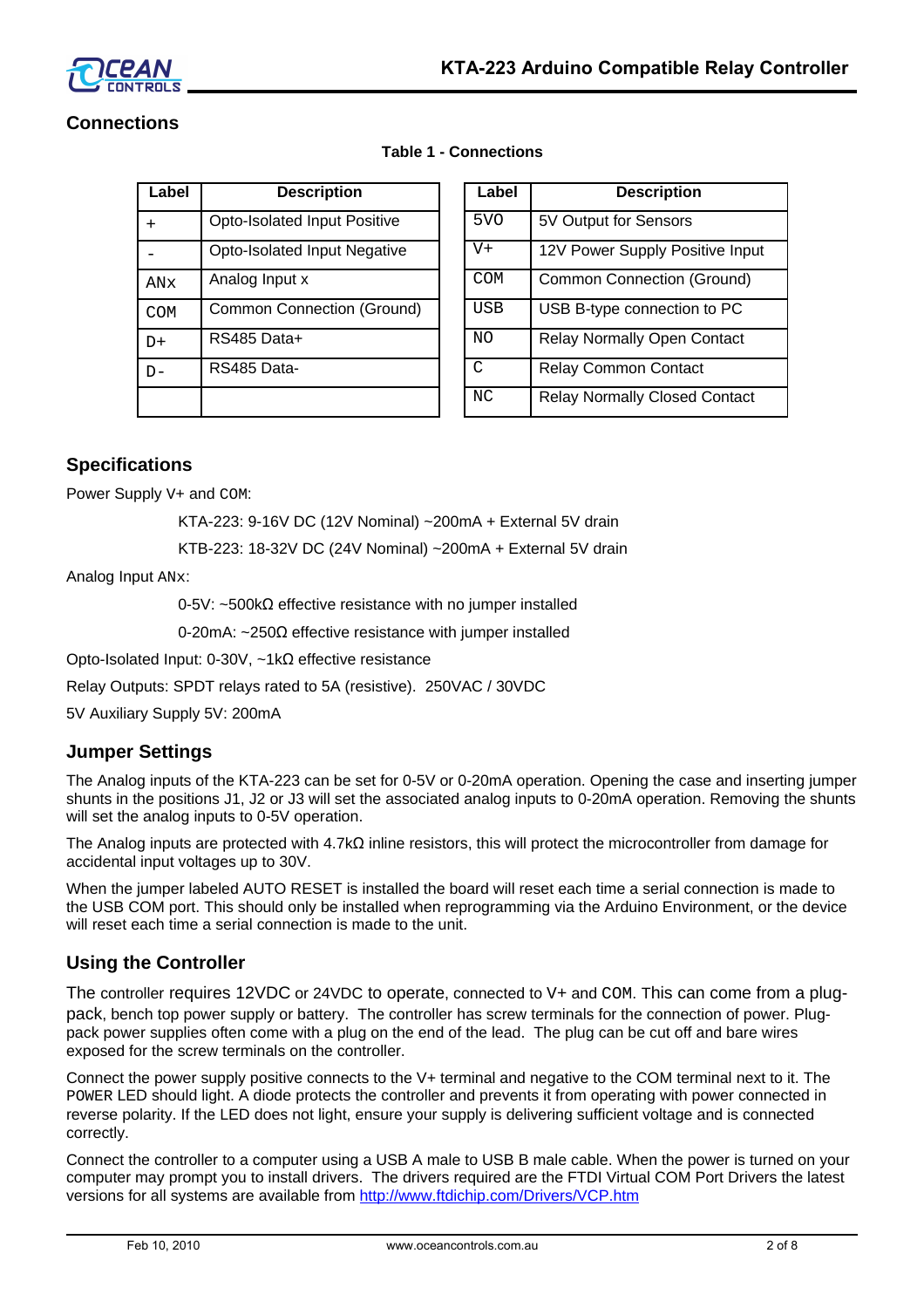## Connections

**Table 1 - Connections**

| Label | Description |
|---|---|
| + | Opto-Isolated Input Positive |
| - | Opto-Isolated Input Negative |
| ANx | Analog Input x |
| COM | Common Connection (Ground) |
| D+ | RS485 Data+ |
| D- | RS485 Data- |
| | |

| Label | Description |
|---|---|
| 5VO | 5V Output for Sensors |
| V+ | 12V Power Supply Positive Input |
| COM | Common Connection (Ground) |
| USB | USB B-type connection to PC |
| NO | Relay Normally Open Contact |
| C | Relay Common Contact |
| NC | Relay Normally Closed Contact |

## Specifications

Power Supply V+ and COM:

KTA-223: 9-16V DC (12V Nominal) ~200mA + External 5V drain

KTB-223: 18-32V DC (24V Nominal) ~200mA + External 5V drain

Analog Input ANx:

0-5V: ~500kΩ effective resistance with no jumper installed

0-20mA: ~250Ω effective resistance with jumper installed

Opto-Isolated Input: 0-30V, ~1kΩ effective resistance

Relay Outputs: SPDT relays rated to 5A (resistive). 250VAC / 30VDC

5V Auxiliary Supply 5V: 200mA

## Jumper Settings

The Analog inputs of the KTA-223 can be set for 0-5V or 0-20mA operation. Opening the case and inserting jumper shunts in the positions J1, J2 or J3 will set the associated analog inputs to 0-20mA operation. Removing the shunts will set the analog inputs to 0-5V operation.

The Analog inputs are protected with 4.7kΩ inline resistors, this will protect the microcontroller from damage for accidental input voltages up to 30V.

When the jumper labeled AUTO RESET is installed the board will reset each time a serial connection is made to the USB COM port. This should only be installed when reprogramming via the Arduino Environment, or the device will reset each time a serial connection is made to the unit.

## Using the Controller

The controller requires 12VDC or 24VDC to operate, connected to V+ and COM. This can come from a plug-pack, bench top power supply or battery. The controller has screw terminals for the connection of power. Plug-pack power supplies often come with a plug on the end of the lead. The plug can be cut off and bare wires exposed for the screw terminals on the controller.

Connect the power supply positive connects to the V+ terminal and negative to the COM terminal next to it. The POWER LED should light. A diode protects the controller and prevents it from operating with power connected in reverse polarity. If the LED does not light, ensure your supply is delivering sufficient voltage and is connected correctly.

Connect the controller to a computer using a USB A male to USB B male cable. When the power is turned on your computer may prompt you to install drivers. The drivers required are the FTDI Virtual COM Port Drivers the latest versions for all systems are available from http://www.ftdichip.com/Drivers/VCP.htm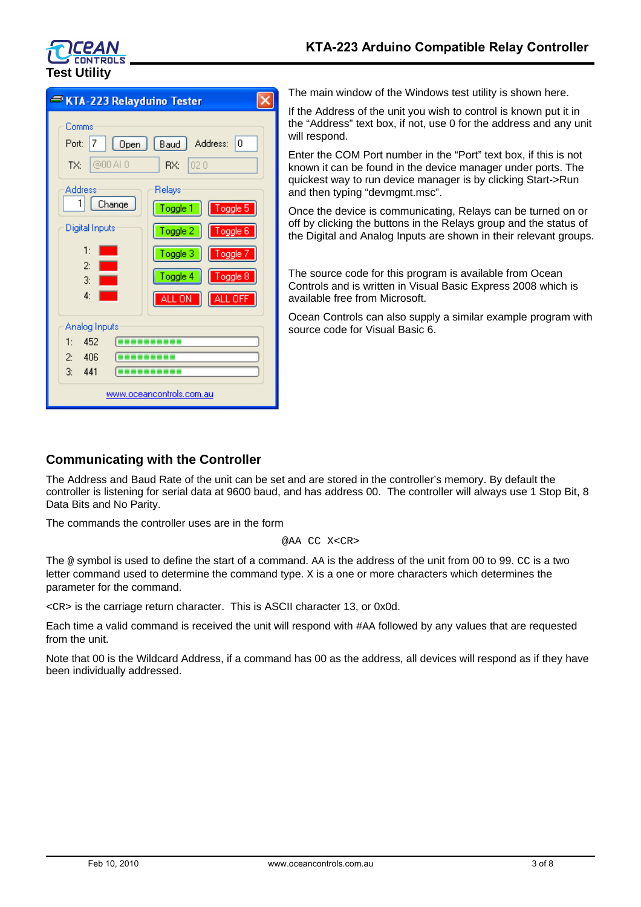## Test Utility

The main window of the Windows test utility is shown here.

If the Address of the unit you wish to control is known put it in the “Address” text box, if not, use 0 for the address and any unit will respond.

Enter the COM Port number in the “Port” text box, if this is not known it can be found in the device manager under ports. The quickest way to run device manager is by clicking Start->Run and then typing “devmgmt.msc”.

Once the device is communicating, Relays can be turned on or off by clicking the buttons in the Relays group and the status of the Digital and Analog Inputs are shown in their relevant groups.

The source code for this program is available from Ocean Controls and is written in Visual Basic Express 2008 which is available free from Microsoft.

Ocean Controls can also supply a similar example program with source code for Visual Basic 6.

## Communicating with the Controller

The Address and Baud Rate of the unit can be set and are stored in the controller's memory. By default the controller is listening for serial data at 9600 baud, and has address 00. The controller will always use 1 Stop Bit, 8 Data Bits and No Parity.

The commands the controller uses are in the form

```
@AA CC X<CR>
```

The @ symbol is used to define the start of a command. AA is the address of the unit from 00 to 99. CC is a two letter command used to determine the command type. X is a one or more characters which determines the parameter for the command.

<CR> is the carriage return character. This is ASCII character 13, or 0x0d.

Each time a valid command is received the unit will respond with #AA followed by any values that are requested from the unit.

Note that 00 is the Wildcard Address, if a command has 00 as the address, all devices will respond as if they have been individually addressed.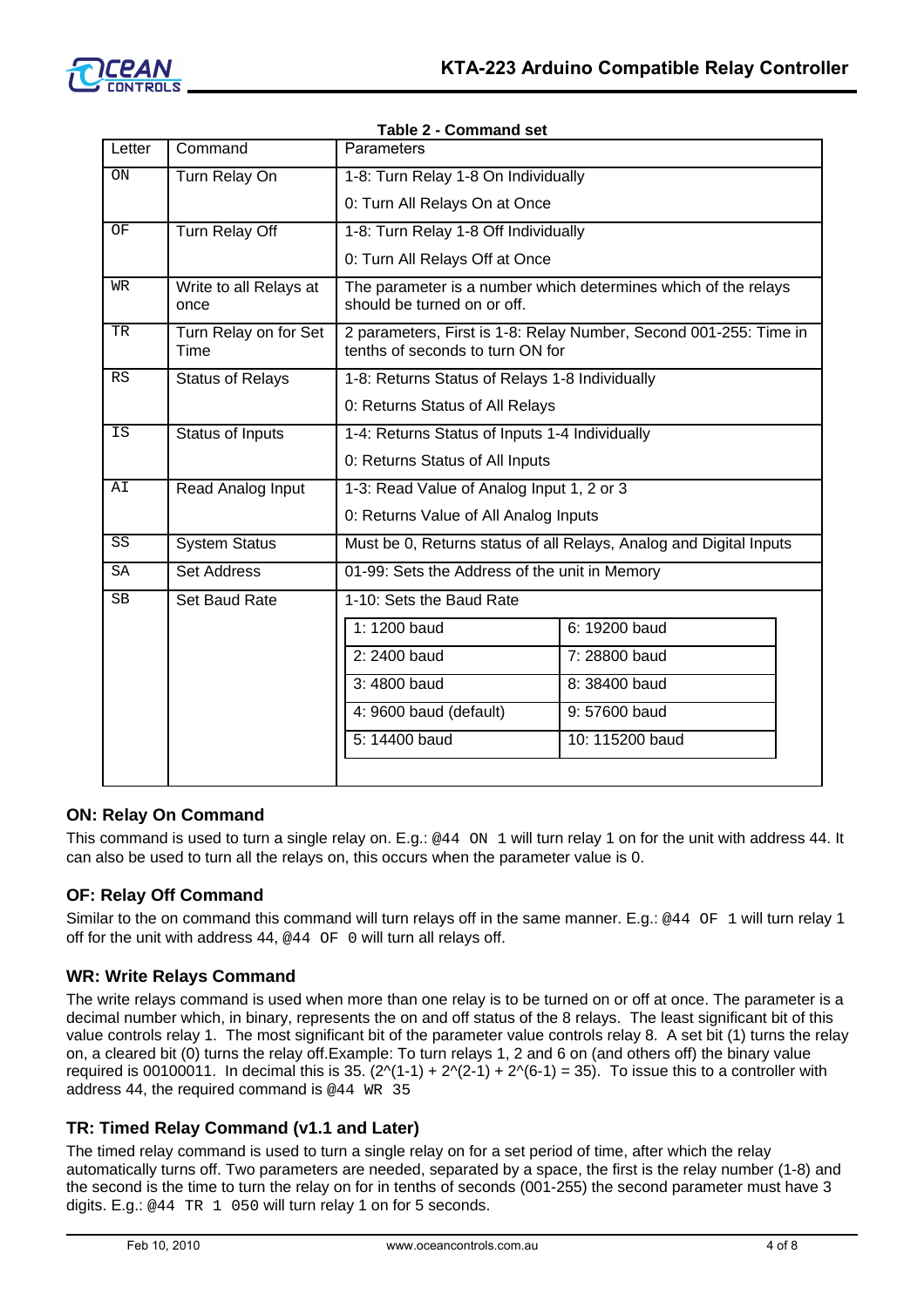**Table 2 - Command set**

| Letter | Command | Parameters | |
|---|---|---|---|
| ON | Turn Relay On | 1-8: Turn Relay 1-8 On Individually | |
| | | 0: Turn All Relays On at Once | |
| OF | Turn Relay Off | 1-8: Turn Relay 1-8 Off Individually | |
| | | 0: Turn All Relays Off at Once | |
| WR | Write to all Relays at once | The parameter is a number which determines which of the relays should be turned on or off. | |
| TR | Turn Relay on for Set Time | 2 parameters, First is 1-8: Relay Number, Second 001-255: Time in tenths of seconds to turn ON for | |
| RS | Status of Relays | 1-8: Returns Status of Relays 1-8 Individually | |
| | | 0: Returns Status of All Relays | |
| IS | Status of Inputs | 1-4: Returns Status of Inputs 1-4 Individually | |
| | | 0: Returns Status of All Inputs | |
| AI | Read Analog Input | 1-3: Read Value of Analog Input 1, 2 or 3 | |
| | | 0: Returns Value of All Analog Inputs | |
| SS | System Status | Must be 0, Returns status of all Relays, Analog and Digital Inputs | |
| SA | Set Address | 01-99: Sets the Address of the unit in Memory | |
| SB | Set Baud Rate | 1-10: Sets the Baud Rate | |
| | | 1: 1200 baud | 6: 19200 baud |
| | | 2: 2400 baud | 7: 28800 baud |
| | | 3: 4800 baud | 8: 38400 baud |
| | | 4: 9600 baud (default) | 9: 57600 baud |
| | | 5: 14400 baud | 10: 115200 baud |

### ON: Relay On Command

This command is used to turn a single relay on. E.g.: `@44 ON 1` will turn relay 1 on for the unit with address 44. It can also be used to turn all the relays on, this occurs when the parameter value is 0.

### OF: Relay Off Command

Similar to the on command this command will turn relays off in the same manner. E.g.: `@44 OF 1` will turn relay 1 off for the unit with address 44, `@44 OF 0` will turn all relays off.

### WR: Write Relays Command

The write relays command is used when more than one relay is to be turned on or off at once. The parameter is a decimal number which, in binary, represents the on and off status of the 8 relays. The least significant bit of this value controls relay 1. The most significant bit of the parameter value controls relay 8. A set bit (1) turns the relay on, a cleared bit (0) turns the relay off.Example: To turn relays 1, 2 and 6 on (and others off) the binary value required is 00100011. In decimal this is 35. (2^(1-1) + 2^(2-1) + 2^(6-1) = 35). To issue this to a controller with address 44, the required command is `@44 WR 35`

### TR: Timed Relay Command (v1.1 and Later)

The timed relay command is used to turn a single relay on for a set period of time, after which the relay automatically turns off. Two parameters are needed, separated by a space, the first is the relay number (1-8) and the second is the time to turn the relay on for in tenths of seconds (001-255) the second parameter must have 3 digits. E.g.: `@44 TR 1 050` will turn relay 1 on for 5 seconds.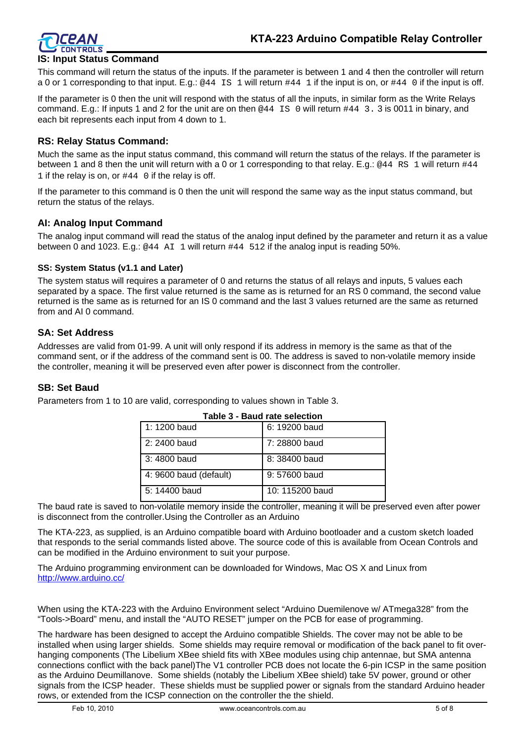## IS: Input Status Command

This command will return the status of the inputs. If the parameter is between 1 and 4 then the controller will return a 0 or 1 corresponding to that input. E.g.: `@44 IS 1` will return `#44 1` if the input is on, or `#44 0` if the input is off.

If the parameter is 0 then the unit will respond with the status of all the inputs, in similar form as the Write Relays command. E.g.: If inputs 1 and 2 for the unit are on then `@44 IS 0` will return `#44 3`. 3 is 0011 in binary, and each bit represents each input from 4 down to 1.

## RS: Relay Status Command:

Much the same as the input status command, this command will return the status of the relays. If the parameter is between 1 and 8 then the unit will return with a 0 or 1 corresponding to that relay. E.g.: `@44 RS 1` will return `#44 1` if the relay is on, or `#44 0` if the relay is off.

If the parameter to this command is 0 then the unit will respond the same way as the input status command, but return the status of the relays.

## AI: Analog Input Command

The analog input command will read the status of the analog input defined by the parameter and return it as a value between 0 and 1023. E.g.: `@44 AI 1` will return `#44 512` if the analog input is reading 50%.

### SS: System Status (v1.1 and Later)

The system status will requires a parameter of 0 and returns the status of all relays and inputs, 5 values each separated by a space. The first value returned is the same as is returned for an RS 0 command, the second value returned is the same as is returned for an IS 0 command and the last 3 values returned are the same as returned from and AI 0 command.

## SA: Set Address

Addresses are valid from 01-99. A unit will only respond if its address in memory is the same as that of the command sent, or if the address of the command sent is 00. The address is saved to non-volatile memory inside the controller, meaning it will be preserved even after power is disconnect from the controller.

## SB: Set Baud

Parameters from 1 to 10 are valid, corresponding to values shown in Table 3.

**Table 3 - Baud rate selection**

| | |
|---|---|
| 1: 1200 baud | 6: 19200 baud |
| 2: 2400 baud | 7: 28800 baud |
| 3: 4800 baud | 8: 38400 baud |
| 4: 9600 baud (default) | 9: 57600 baud |
| 5: 14400 baud | 10: 115200 baud |

The baud rate is saved to non-volatile memory inside the controller, meaning it will be preserved even after power is disconnect from the controller.Using the Controller as an Arduino

The KTA-223, as supplied, is an Arduino compatible board with Arduino bootloader and a custom sketch loaded that responds to the serial commands listed above. The source code of this is available from Ocean Controls and can be modified in the Arduino environment to suit your purpose.

The Arduino programming environment can be downloaded for Windows, Mac OS X and Linux from http://www.arduino.cc/

When using the KTA-223 with the Arduino Environment select “Arduino Duemilenove w/ ATmega328” from the “Tools->Board” menu, and install the “AUTO RESET” jumper on the PCB for ease of programming.

The hardware has been designed to accept the Arduino compatible Shields. The cover may not be able to be installed when using larger shields. Some shields may require removal or modification of the back panel to fit over-hanging components (The Libelium XBee shield fits with XBee modules using chip antennae, but SMA antenna connections conflict with the back panel)The V1 controller PCB does not locate the 6-pin ICSP in the same position as the Arduino Deumillanove. Some shields (notably the Libelium XBee shield) take 5V power, ground or other signals from the ICSP header. These shields must be supplied power or signals from the standard Arduino header rows, or extended from the ICSP connection on the controller the the shield.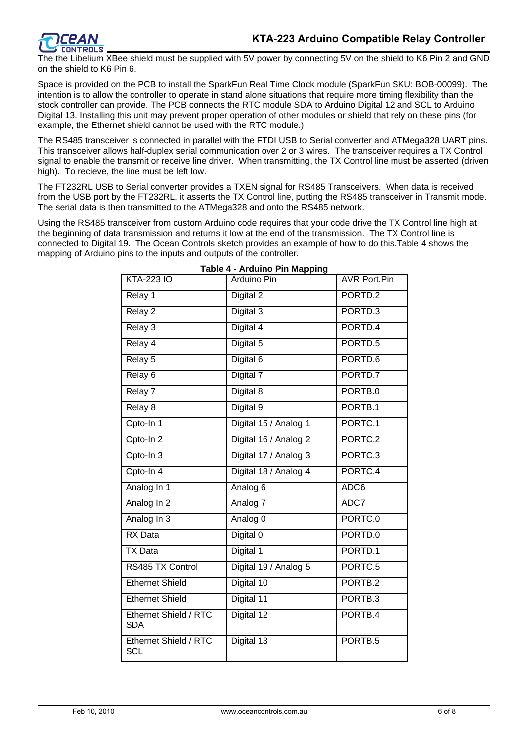The the Libelium XBee shield must be supplied with 5V power by connecting 5V on the shield to K6 Pin 2 and GND on the shield to K6 Pin 6.

Space is provided on the PCB to install the SparkFun Real Time Clock module (SparkFun SKU: BOB-00099). The intention is to allow the controller to operate in stand alone situations that require more timing flexibility than the stock controller can provide. The PCB connects the RTC module SDA to Arduino Digital 12 and SCL to Arduino Digital 13. Installing this unit may prevent proper operation of other modules or shield that rely on these pins (for example, the Ethernet shield cannot be used with the RTC module.)

The RS485 transceiver is connected in parallel with the FTDI USB to Serial converter and ATMega328 UART pins. This transceiver allows half-duplex serial communication over 2 or 3 wires. The transceiver requires a TX Control signal to enable the transmit or receive line driver. When transmitting, the TX Control line must be asserted (driven high). To recieve, the line must be left low.

The FT232RL USB to Serial converter provides a TXEN signal for RS485 Transceivers. When data is received from the USB port by the FT232RL, it asserts the TX Control line, putting the RS485 transceiver in Transmit mode. The serial data is then transmitted to the ATMega328 and onto the RS485 network.

Using the RS485 transceiver from custom Arduino code requires that your code drive the TX Control line high at the beginning of data transmission and returns it low at the end of the transmission. The TX Control line is connected to Digital 19. The Ocean Controls sketch provides an example of how to do this.Table 4 shows the mapping of Arduino pins to the inputs and outputs of the controller.

**Table 4 - Arduino Pin Mapping**

| KTA-223 IO | Arduino Pin | AVR Port.Pin |
|---|---|---|
| Relay 1 | Digital 2 | PORTD.2 |
| Relay 2 | Digital 3 | PORTD.3 |
| Relay 3 | Digital 4 | PORTD.4 |
| Relay 4 | Digital 5 | PORTD.5 |
| Relay 5 | Digital 6 | PORTD.6 |
| Relay 6 | Digital 7 | PORTD.7 |
| Relay 7 | Digital 8 | PORTB.0 |
| Relay 8 | Digital 9 | PORTB.1 |
| Opto-In 1 | Digital 15 / Analog 1 | PORTC.1 |
| Opto-In 2 | Digital 16 / Analog 2 | PORTC.2 |
| Opto-In 3 | Digital 17 / Analog 3 | PORTC.3 |
| Opto-In 4 | Digital 18 / Analog 4 | PORTC.4 |
| Analog In 1 | Analog 6 | ADC6 |
| Analog In 2 | Analog 7 | ADC7 |
| Analog In 3 | Analog 0 | PORTC.0 |
| RX Data | Digital 0 | PORTD.0 |
| TX Data | Digital 1 | PORTD.1 |
| RS485 TX Control | Digital 19 / Analog 5 | PORTC.5 |
| Ethernet Shield | Digital 10 | PORTB.2 |
| Ethernet Shield | Digital 11 | PORTB.3 |
| Ethernet Shield / RTC SDA | Digital 12 | PORTB.4 |
| Ethernet Shield / RTC SCL | Digital 13 | PORTB.5 |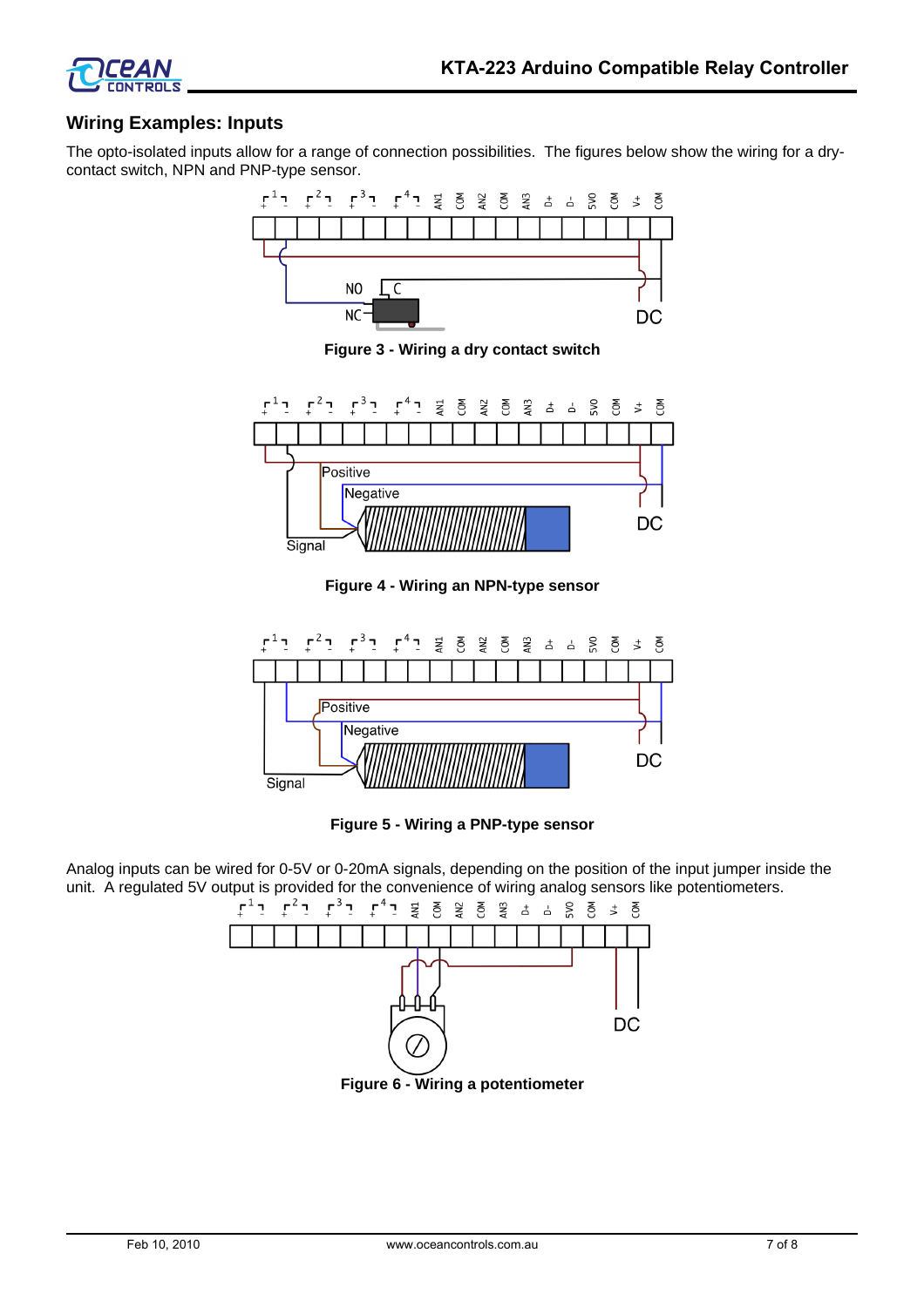## Wiring Examples: Inputs

The opto-isolated inputs allow for a range of connection possibilities. The figures below show the wiring for a dry-contact switch, NPN and PNP-type sensor.

**Figure 3 - Wiring a dry contact switch**

**Figure 4 - Wiring an NPN-type sensor**

**Figure 5 - Wiring a PNP-type sensor**

Analog inputs can be wired for 0-5V or 0-20mA signals, depending on the position of the input jumper inside the unit. A regulated 5V output is provided for the convenience of wiring analog sensors like potentiometers.

**Figure 6 - Wiring a potentiometer**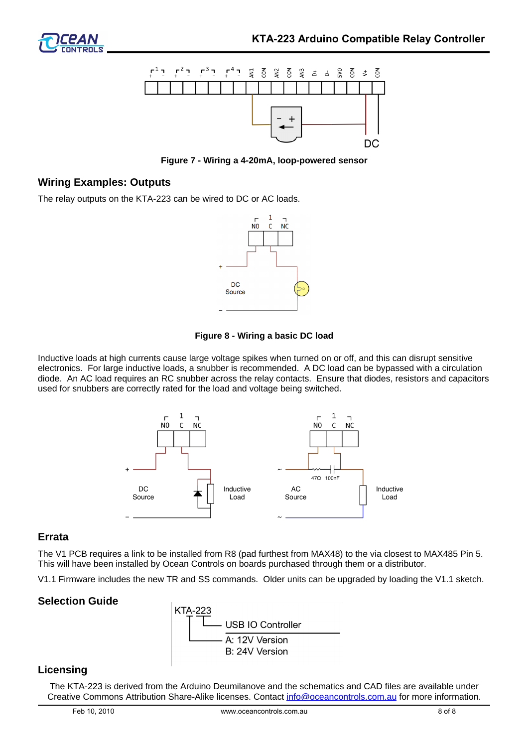Figure 7 - Wiring a 4-20mA, loop-powered sensor

## Wiring Examples: Outputs

The relay outputs on the KTA-223 can be wired to DC or AC loads.

Figure 8 - Wiring a basic DC load

Inductive loads at high currents cause large voltage spikes when turned on or off, and this can disrupt sensitive electronics. For large inductive loads, a snubber is recommended. A DC load can be bypassed with a circulation diode. An AC load requires an RC snubber across the relay contacts. Ensure that diodes, resistors and capacitors used for snubbers are correctly rated for the load and voltage being switched.

## Errata

The V1 PCB requires a link to be installed from R8 (pad furthest from MAX48) to the via closest to MAX485 Pin 5. This will have been installed by Ocean Controls on boards purchased through them or a distributor.

V1.1 Firmware includes the new TR and SS commands. Older units can be upgraded by loading the V1.1 sketch.

## Selection Guide

KTA-223

USB IO Controller

A: 12V Version

B: 24V Version

## Licensing

The KTA-223 is derived from the Arduino Deumilanove and the schematics and CAD files are available under Creative Commons Attribution Share-Alike licenses. Contact info@oceancontrols.com.au for more information.